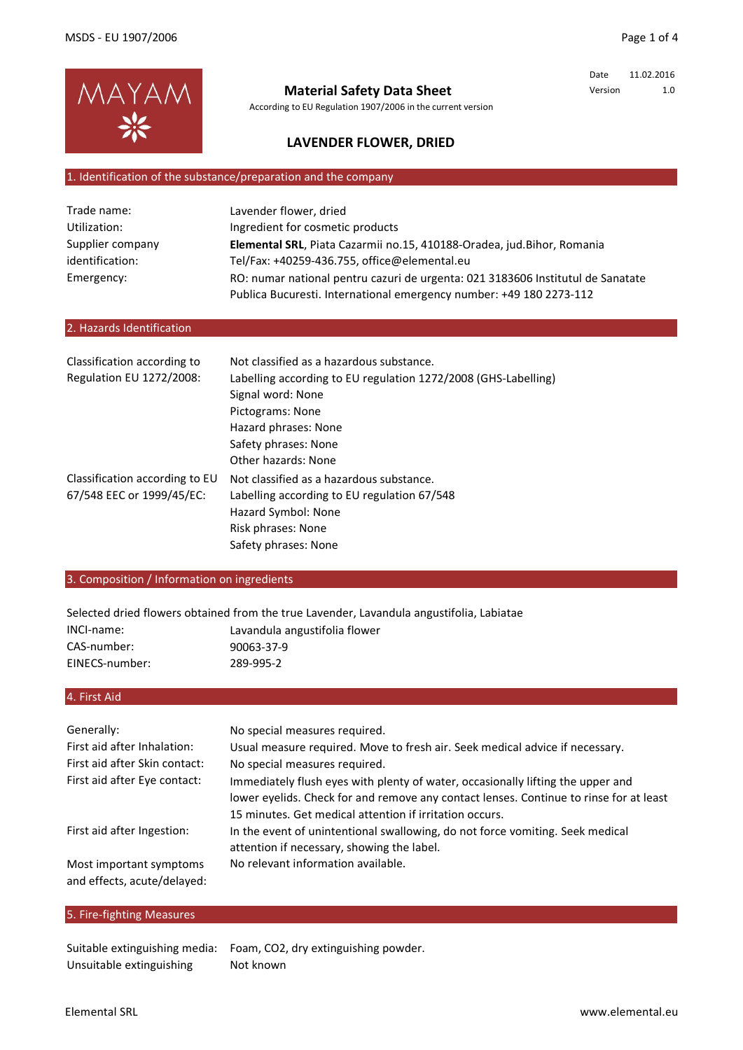MAYAM

# Material Safety Data Sheet

According to EU Regulation 1907/2006 in the current version

| Date | 11.02.2016 |
|---|---|
| Version | 1.0 |

## LAVENDER FLOWER, DRIED

### 1. Identification of the substance/preparation and the company

| | |
|---|---|
| Trade name: | Lavender flower, dried |
| Utilization: | Ingredient for cosmetic products |
| Supplier company identification: | **Elemental SRL**, Piata Cazarmii no.15, 410188-Oradea, jud.Bihor, Romania<br>Tel/Fax: +40259-436.755, office@elemental.eu |
| Emergency: | RO: numar national pentru cazuri de urgenta: 021 3183606 Institutul de Sanatate Publica Bucuresti. International emergency number: +49 180 2273-112 |

### 2. Hazards Identification

| | |
|---|---|
| Classification according to Regulation EU 1272/2008: | Not classified as a hazardous substance.<br>Labelling according to EU regulation 1272/2008 (GHS-Labelling)<br>Signal word: None<br>Pictograms: None<br>Hazard phrases: None<br>Safety phrases: None<br>Other hazards: None |
| Classification according to EU 67/548 EEC or 1999/45/EC: | Not classified as a hazardous substance.<br>Labelling according to EU regulation 67/548<br>Hazard Symbol: None<br>Risk phrases: None<br>Safety phrases: None |

### 3. Composition / Information on ingredients

Selected dried flowers obtained from the true Lavender, Lavandula angustifolia, Labiatae

| | |
|---|---|
| INCI-name: | Lavandula angustifolia flower |
| CAS-number: | 90063-37-9 |
| EINECS-number: | 289-995-2 |

### 4. First Aid

| | |
|---|---|
| Generally: | No special measures required. |
| First aid after Inhalation: | Usual measure required. Move to fresh air. Seek medical advice if necessary. |
| First aid after Skin contact: | No special measures required. |
| First aid after Eye contact: | Immediately flush eyes with plenty of water, occasionally lifting the upper and lower eyelids. Check for and remove any contact lenses. Continue to rinse for at least 15 minutes. Get medical attention if irritation occurs. |
| First aid after Ingestion: | In the event of unintentional swallowing, do not force vomiting. Seek medical attention if necessary, showing the label. |
| Most important symptoms and effects, acute/delayed: | No relevant information available. |

### 5. Fire-fighting Measures

| | |
|---|---|
| Suitable extinguishing media: | Foam, CO2, dry extinguishing powder. |
| Unsuitable extinguishing | Not known |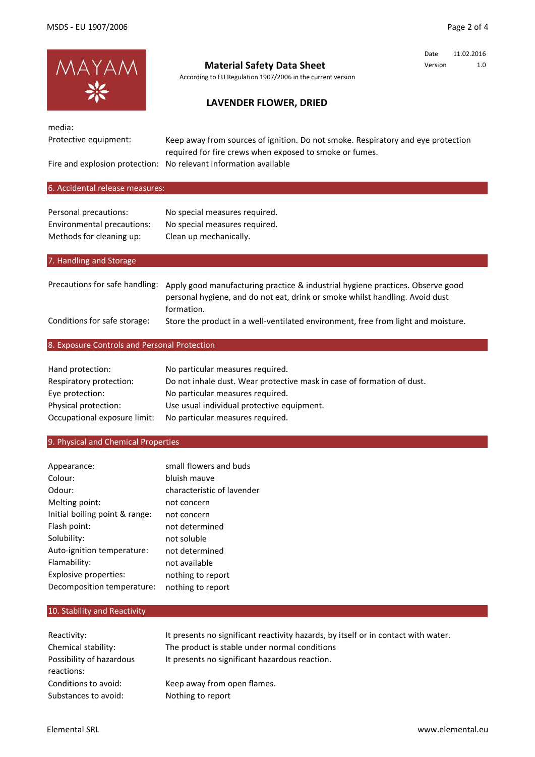| | |
|---|---|
| media: | |
| Protective equipment: | Keep away from sources of ignition. Do not smoke. Respiratory and eye protection required for fire crews when exposed to smoke or fumes. |
| Fire and explosion protection: | No relevant information available |

## 6. Accidental release measures:

| | |
|---|---|
| Personal precautions: | No special measures required. |
| Environmental precautions: | No special measures required. |
| Methods for cleaning up: | Clean up mechanically. |

## 7. Handling and Storage

| | |
|---|---|
| Precautions for safe handling: | Apply good manufacturing practice & industrial hygiene practices. Observe good personal hygiene, and do not eat, drink or smoke whilst handling. Avoid dust formation. |
| Conditions for safe storage: | Store the product in a well-ventilated environment, free from light and moisture. |

## 8. Exposure Controls and Personal Protection

| | |
|---|---|
| Hand protection: | No particular measures required. |
| Respiratory protection: | Do not inhale dust. Wear protective mask in case of formation of dust. |
| Eye protection: | No particular measures required. |
| Physical protection: | Use usual individual protective equipment. |
| Occupational exposure limit: | No particular measures required. |

## 9. Physical and Chemical Properties

| | |
|---|---|
| Appearance: | small flowers and buds |
| Colour: | bluish mauve |
| Odour: | characteristic of lavender |
| Melting point: | not concern |
| Initial boiling point & range: | not concern |
| Flash point: | not determined |
| Solubility: | not soluble |
| Auto-ignition temperature: | not determined |
| Flamability: | not available |
| Explosive properties: | nothing to report |
| Decomposition temperature: | nothing to report |

## 10. Stability and Reactivity

| | |
|---|---|
| Reactivity: | It presents no significant reactivity hazards, by itself or in contact with water. |
| Chemical stability: | The product is stable under normal conditions |
| Possibility of hazardous reactions: | It presents no significant hazardous reaction. |
| Conditions to avoid: | Keep away from open flames. |
| Substances to avoid: | Nothing to report |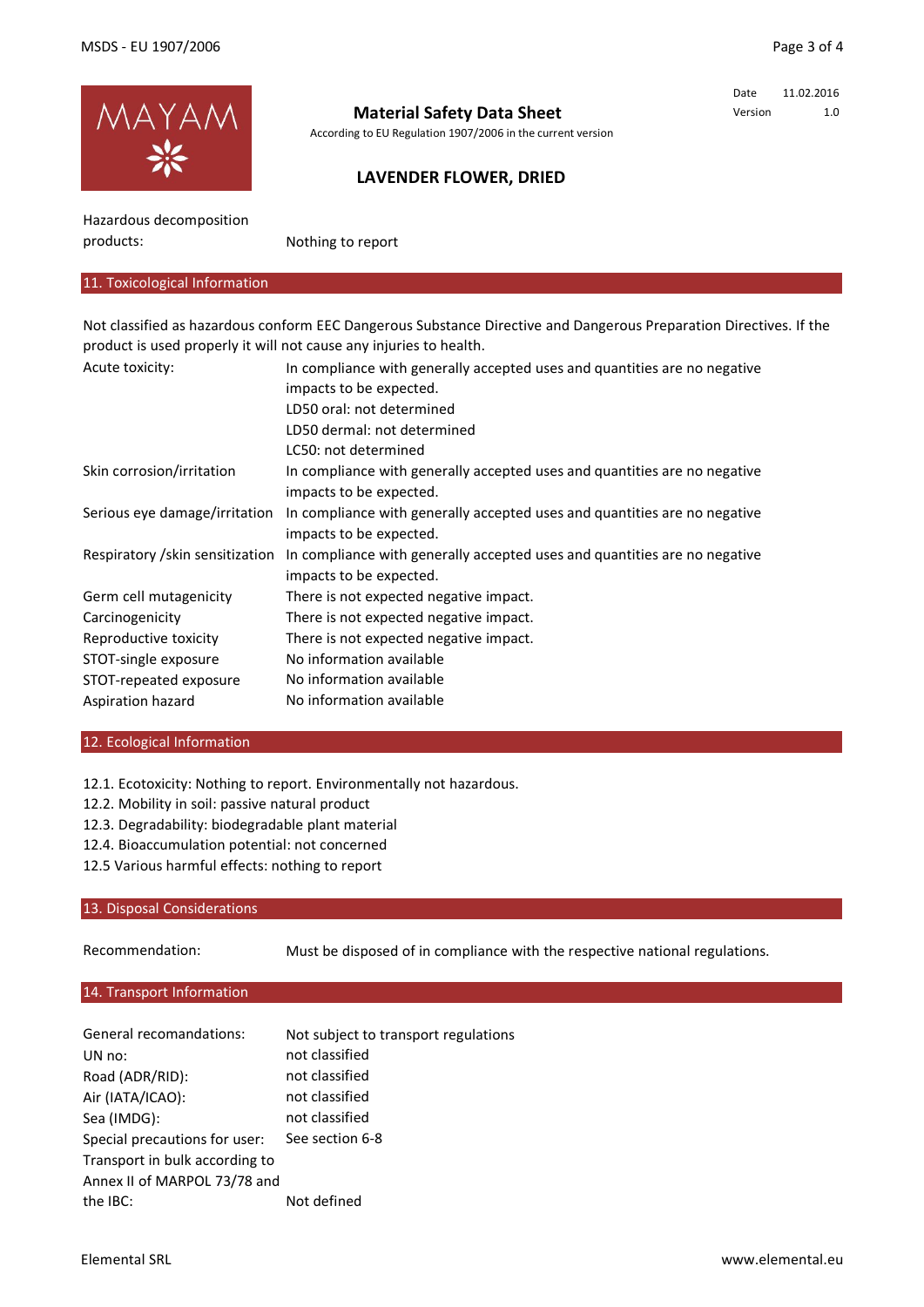**Material Safety Data Sheet**

According to EU Regulation 1907/2006 in the current version

| Date | 11.02.2016 |
|---|---|
| Version | 1.0 |

## LAVENDER FLOWER, DRIED

| | |
|---|---|
| Hazardous decomposition products: | Nothing to report |

## 11. Toxicological Information

Not classified as hazardous conform EEC Dangerous Substance Directive and Dangerous Preparation Directives. If the product is used properly it will not cause any injuries to health.

| | |
|---|---|
| Acute toxicity: | In compliance with generally accepted uses and quantities are no negative impacts to be expected.<br>LD50 oral: not determined<br>LD50 dermal: not determined<br>LC50: not determined |
| Skin corrosion/irritation | In compliance with generally accepted uses and quantities are no negative impacts to be expected. |
| Serious eye damage/irritation | In compliance with generally accepted uses and quantities are no negative impacts to be expected. |
| Respiratory /skin sensitization | In compliance with generally accepted uses and quantities are no negative impacts to be expected. |
| Germ cell mutagenicity | There is not expected negative impact. |
| Carcinogenicity | There is not expected negative impact. |
| Reproductive toxicity | There is not expected negative impact. |
| STOT-single exposure | No information available |
| STOT-repeated exposure | No information available |
| Aspiration hazard | No information available |

## 12. Ecological Information

12.1. Ecotoxicity: Nothing to report. Environmentally not hazardous.
12.2. Mobility in soil: passive natural product
12.3. Degradability: biodegradable plant material
12.4. Bioaccumulation potential: not concerned
12.5 Various harmful effects: nothing to report

## 13. Disposal Considerations

| | |
|---|---|
| Recommendation: | Must be disposed of in compliance with the respective national regulations. |

## 14. Transport Information

| | |
|---|---|
| General recomandations: | Not subject to transport regulations |
| UN no: | not classified |
| Road (ADR/RID): | not classified |
| Air (IATA/ICAO): | not classified |
| Sea (IMDG): | not classified |
| Special precautions for user: | See section 6-8 |
| Transport in bulk according to Annex II of MARPOL 73/78 and the IBC: | Not defined |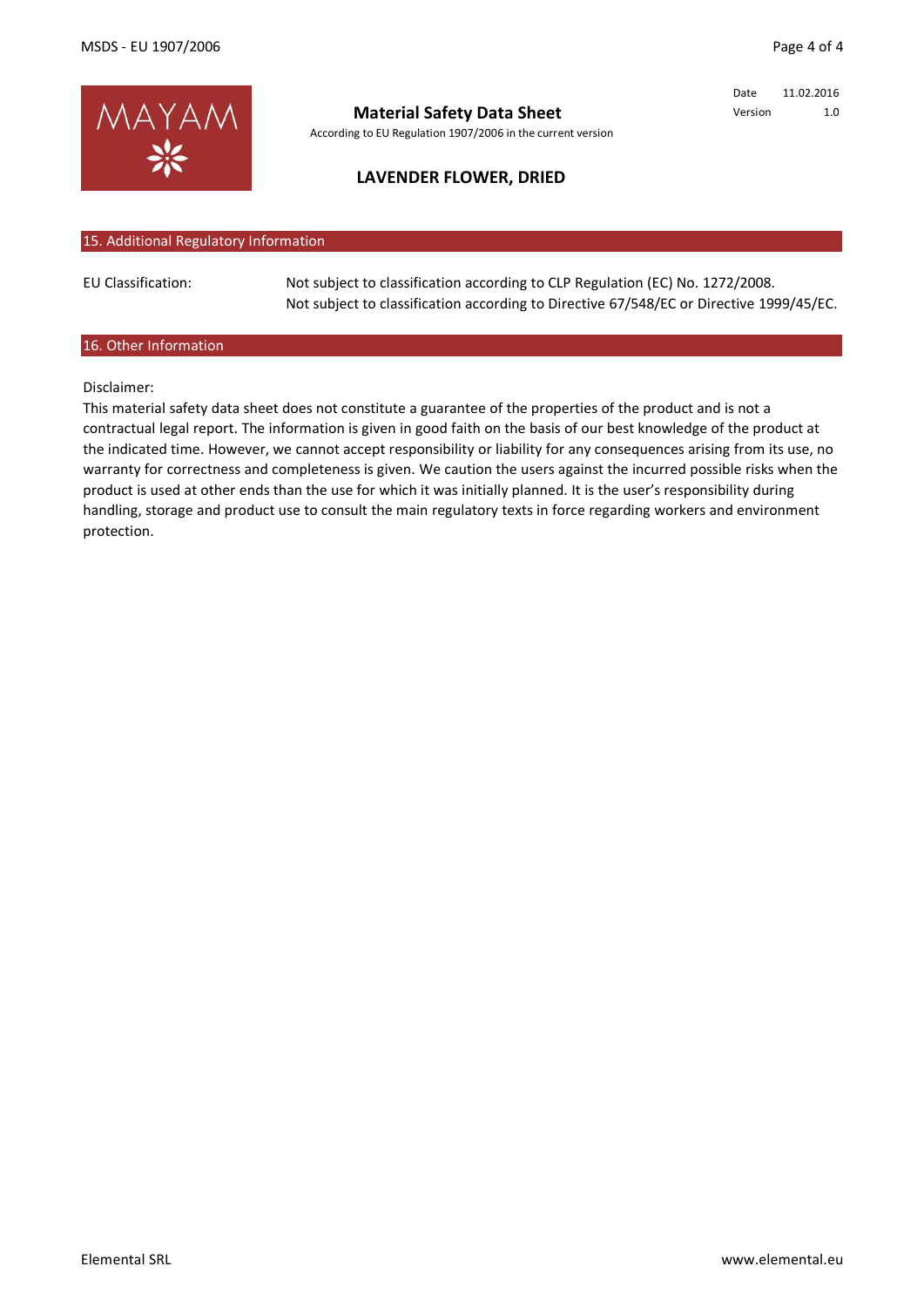**Material Safety Data Sheet**

According to EU Regulation 1907/2006 in the current version

Date 11.02.2016
Version 1.0

## LAVENDER FLOWER, DRIED

### 15. Additional Regulatory Information

| | |
|---|---|
| EU Classification: | Not subject to classification according to CLP Regulation (EC) No. 1272/2008. Not subject to classification according to Directive 67/548/EC or Directive 1999/45/EC. |

### 16. Other Information

Disclaimer:

This material safety data sheet does not constitute a guarantee of the properties of the product and is not a contractual legal report. The information is given in good faith on the basis of our best knowledge of the product at the indicated time. However, we cannot accept responsibility or liability for any consequences arising from its use, no warranty for correctness and completeness is given. We caution the users against the incurred possible risks when the product is used at other ends than the use for which it was initially planned. It is the user's responsibility during handling, storage and product use to consult the main regulatory texts in force regarding workers and environment protection.